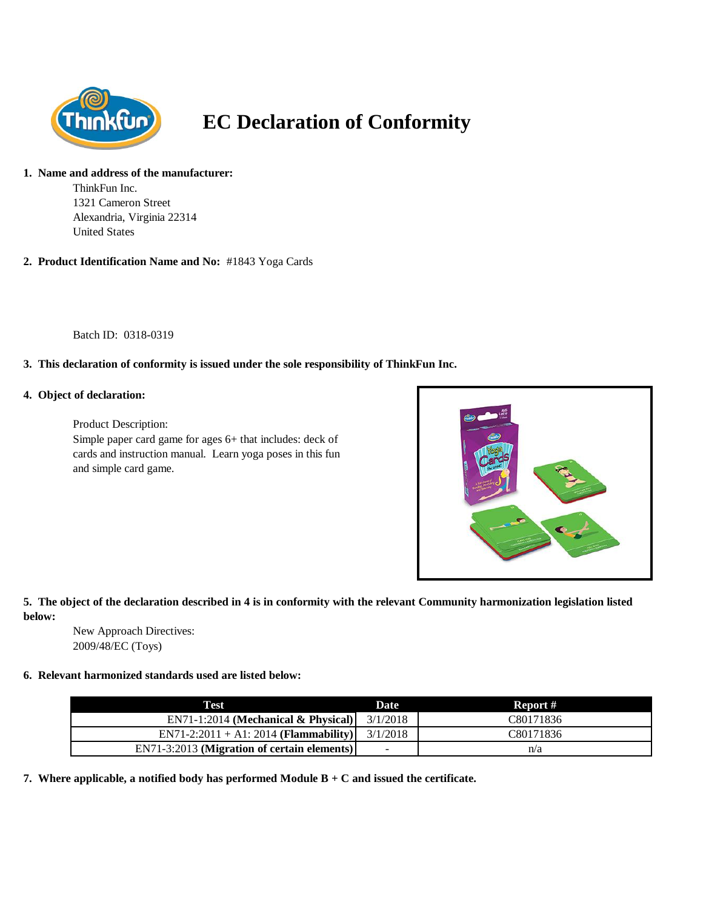# EC Declaration of Conformity

**1. Name and address of the manufacturer:**

ThinkFun Inc.
1321 Cameron Street
Alexandria, Virginia 22314
United States

**2. Product Identification Name and No:** #1843 Yoga Cards

Batch ID: 0318-0319

**3. This declaration of conformity is issued under the sole responsibility of ThinkFun Inc.**

**4. Object of declaration:**

Product Description:
Simple paper card game for ages 6+ that includes: deck of cards and instruction manual. Learn yoga poses in this fun and simple card game.

**5. The object of the declaration described in 4 is in conformity with the relevant Community harmonization legislation listed below:**

New Approach Directives:
2009/48/EC (Toys)

**6. Relevant harmonized standards used are listed below:**

| Test | Date | Report # |
|---|---|---|
| EN71-1:2014 **(Mechanical & Physical)** | 3/1/2018 | C80171836 |
| EN71-2:2011 + A1: 2014 **(Flammability)** | 3/1/2018 | C80171836 |
| EN71-3:2013 **(Migration of certain elements)** | - | n/a |

**7. Where applicable, a notified body has performed Module B + C and issued the certificate.**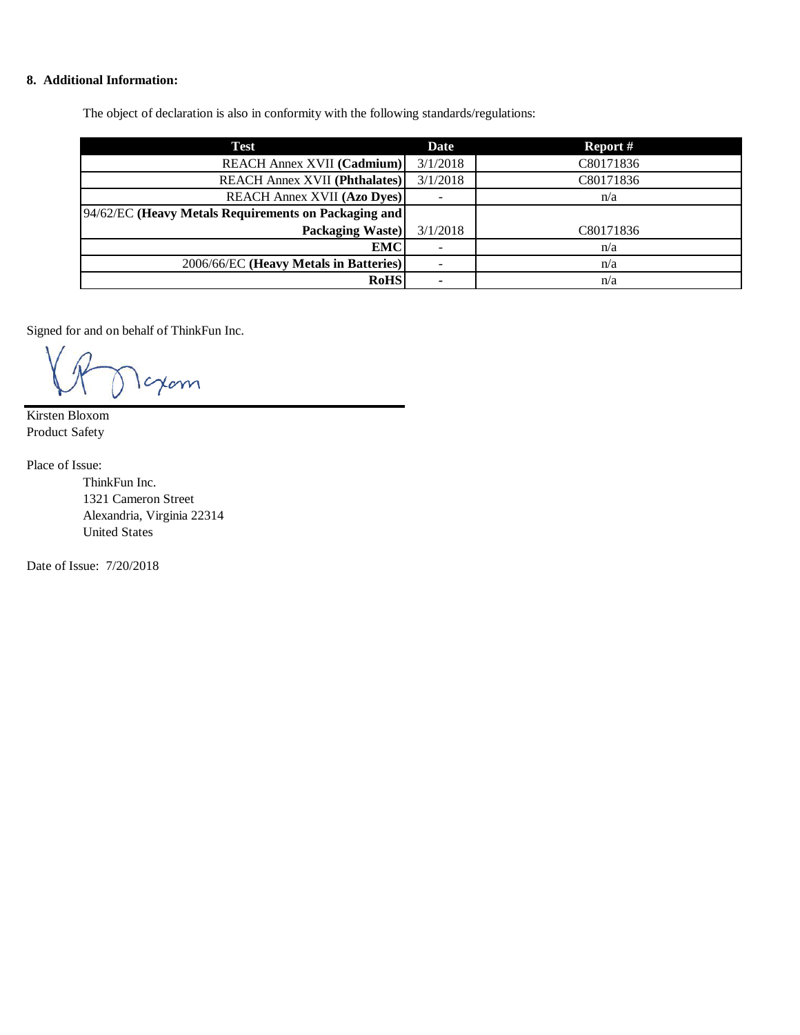**8. Additional Information:**

The object of declaration is also in conformity with the following standards/regulations:

| Test | Date | Report # |
|---|---|---|
| REACH Annex XVII **(Cadmium)** | 3/1/2018 | C80171836 |
| REACH Annex XVII **(Phthalates)** | 3/1/2018 | C80171836 |
| REACH Annex XVII **(Azo Dyes)** | - | n/a |
| 94/62/EC **(Heavy Metals Requirements on Packaging and Packaging Waste)** | 3/1/2018 | C80171836 |
| **EMC** | - | n/a |
| 2006/66/EC **(Heavy Metals in Batteries)** | - | n/a |
| **RoHS** | - | n/a |

Signed for and on behalf of ThinkFun Inc.

Kirsten Bloxom
Product Safety

Place of Issue:

ThinkFun Inc.
1321 Cameron Street
Alexandria, Virginia 22314
United States

Date of Issue: 7/20/2018